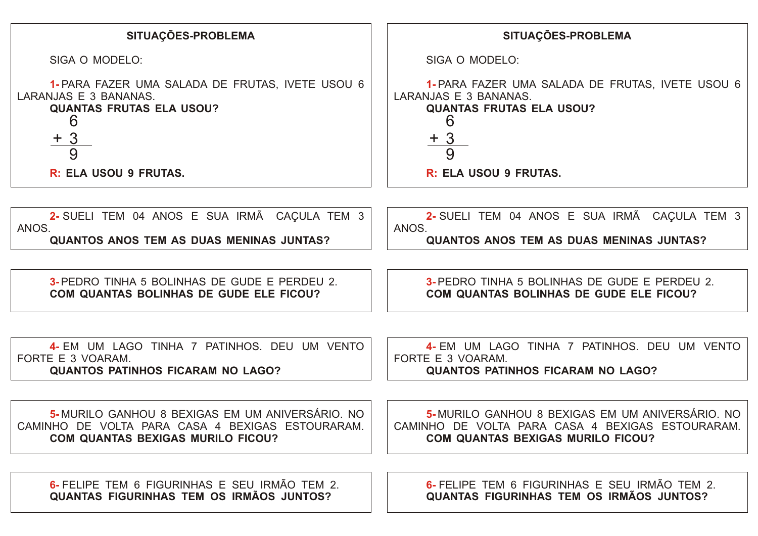## SITUAÇÕES-PROBLEMA

SIGA O MODELO:

**1-** PARA FAZER UMA SALADA DE FRUTAS, IVETE USOU 6 LARANJAS E 3 BANANAS.
**QUANTAS FRUTAS ELA USOU?**

$$\begin{array}{r} 6 \\ +\ 3 \\ \hline 9 \end{array}$$

**R: ELA USOU 9 FRUTAS.**

**2-** SUELI TEM 04 ANOS E SUA IRMÃ CAÇULA TEM 3 ANOS.
**QUANTOS ANOS TEM AS DUAS MENINAS JUNTAS?**

**3-** PEDRO TINHA 5 BOLINHAS DE GUDE E PERDEU 2.
**COM QUANTAS BOLINHAS DE GUDE ELE FICOU?**

**4-** EM UM LAGO TINHA 7 PATINHOS. DEU UM VENTO FORTE E 3 VOARAM.
**QUANTOS PATINHOS FICARAM NO LAGO?**

**5-** MURILO GANHOU 8 BEXIGAS EM UM ANIVERSÁRIO. NO CAMINHO DE VOLTA PARA CASA 4 BEXIGAS ESTOURARAM.
**COM QUANTAS BEXIGAS MURILO FICOU?**

**6-** FELIPE TEM 6 FIGURINHAS E SEU IRMÃO TEM 2.
**QUANTAS FIGURINHAS TEM OS IRMÃOS JUNTOS?**

## SITUAÇÕES-PROBLEMA

SIGA O MODELO:

**1-** PARA FAZER UMA SALADA DE FRUTAS, IVETE USOU 6 LARANJAS E 3 BANANAS.
**QUANTAS FRUTAS ELA USOU?**

$$\begin{array}{r} 6 \\ +\ 3 \\ \hline 9 \end{array}$$

**R: ELA USOU 9 FRUTAS.**

**2-** SUELI TEM 04 ANOS E SUA IRMÃ CAÇULA TEM 3 ANOS.
**QUANTOS ANOS TEM AS DUAS MENINAS JUNTAS?**

**3-** PEDRO TINHA 5 BOLINHAS DE GUDE E PERDEU 2.
**COM QUANTAS BOLINHAS DE GUDE ELE FICOU?**

**4-** EM UM LAGO TINHA 7 PATINHOS. DEU UM VENTO FORTE E 3 VOARAM.
**QUANTOS PATINHOS FICARAM NO LAGO?**

**5-** MURILO GANHOU 8 BEXIGAS EM UM ANIVERSÁRIO. NO CAMINHO DE VOLTA PARA CASA 4 BEXIGAS ESTOURARAM.
**COM QUANTAS BEXIGAS MURILO FICOU?**

**6-** FELIPE TEM 6 FIGURINHAS E SEU IRMÃO TEM 2.
**QUANTAS FIGURINHAS TEM OS IRMÃOS JUNTOS?**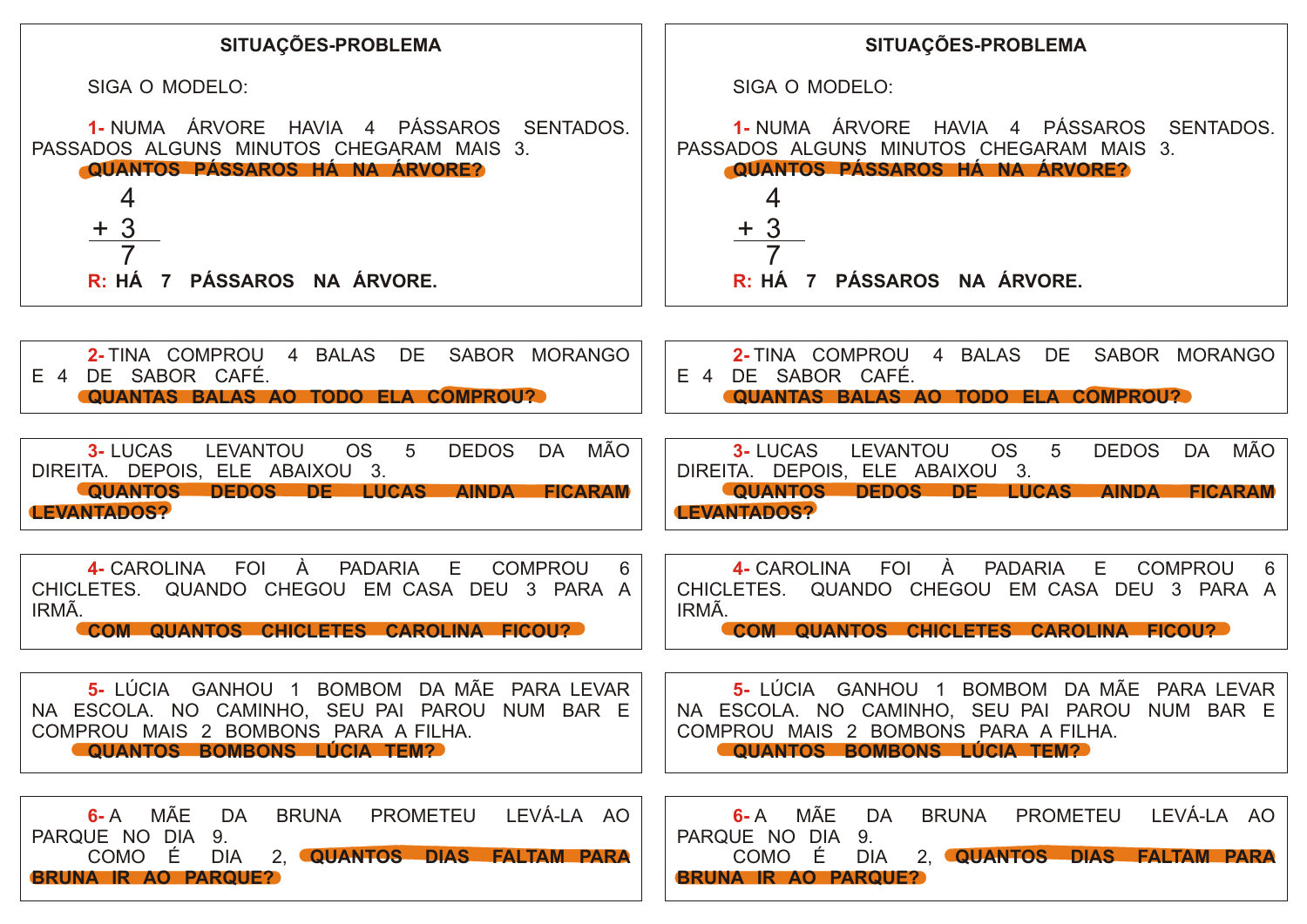## SITUAÇÕES-PROBLEMA

SIGA O MODELO:

**1-** NUMA ÁRVORE HAVIA 4 PÁSSAROS SENTADOS. PASSADOS ALGUNS MINUTOS CHEGARAM MAIS 3.
**QUANTOS PÁSSAROS HÁ NA ÁRVORE?**

$$\begin{array}{r} 4 \\ +\ 3 \\ \hline 7 \end{array}$$

**R: HÁ 7 PÁSSAROS NA ÁRVORE.**

**2-** TINA COMPROU 4 BALAS DE SABOR MORANGO E 4 DE SABOR CAFÉ.
**QUANTAS BALAS AO TODO ELA COMPROU?**

**3-** LUCAS LEVANTOU OS 5 DEDOS DA MÃO DIREITA. DEPOIS, ELE ABAIXOU 3.
**QUANTOS DEDOS DE LUCAS AINDA FICARAM LEVANTADOS?**

**4-** CAROLINA FOI À PADARIA E COMPROU 6 CHICLETES. QUANDO CHEGOU EM CASA DEU 3 PARA A IRMÃ.
**COM QUANTOS CHICLETES CAROLINA FICOU?**

**5-** LÚCIA GANHOU 1 BOMBOM DA MÃE PARA LEVAR NA ESCOLA. NO CAMINHO, SEU PAI PAROU NUM BAR E COMPROU MAIS 2 BOMBONS PARA A FILHA.
**QUANTOS BOMBONS LÚCIA TEM?**

**6-** A MÃE DA BRUNA PROMETEU LEVÁ-LA AO PARQUE NO DIA 9.
COMO É DIA 2, **QUANTOS DIAS FALTAM PARA BRUNA IR AO PARQUE?**

## SITUAÇÕES-PROBLEMA

SIGA O MODELO:

**1-** NUMA ÁRVORE HAVIA 4 PÁSSAROS SENTADOS. PASSADOS ALGUNS MINUTOS CHEGARAM MAIS 3.
**QUANTOS PÁSSAROS HÁ NA ÁRVORE?**

$$\begin{array}{r} 4 \\ +\ 3 \\ \hline 7 \end{array}$$

**R: HÁ 7 PÁSSAROS NA ÁRVORE.**

**2-** TINA COMPROU 4 BALAS DE SABOR MORANGO E 4 DE SABOR CAFÉ.
**QUANTAS BALAS AO TODO ELA COMPROU?**

**3-** LUCAS LEVANTOU OS 5 DEDOS DA MÃO DIREITA. DEPOIS, ELE ABAIXOU 3.
**QUANTOS DEDOS DE LUCAS AINDA FICARAM LEVANTADOS?**

**4-** CAROLINA FOI À PADARIA E COMPROU 6 CHICLETES. QUANDO CHEGOU EM CASA DEU 3 PARA A IRMÃ.
**COM QUANTOS CHICLETES CAROLINA FICOU?**

**5-** LÚCIA GANHOU 1 BOMBOM DA MÃE PARA LEVAR NA ESCOLA. NO CAMINHO, SEU PAI PAROU NUM BAR E COMPROU MAIS 2 BOMBONS PARA A FILHA.
**QUANTOS BOMBONS LÚCIA TEM?**

**6-** A MÃE DA BRUNA PROMETEU LEVÁ-LA AO PARQUE NO DIA 9.
COMO É DIA 2, **QUANTOS DIAS FALTAM PARA BRUNA IR AO PARQUE?**